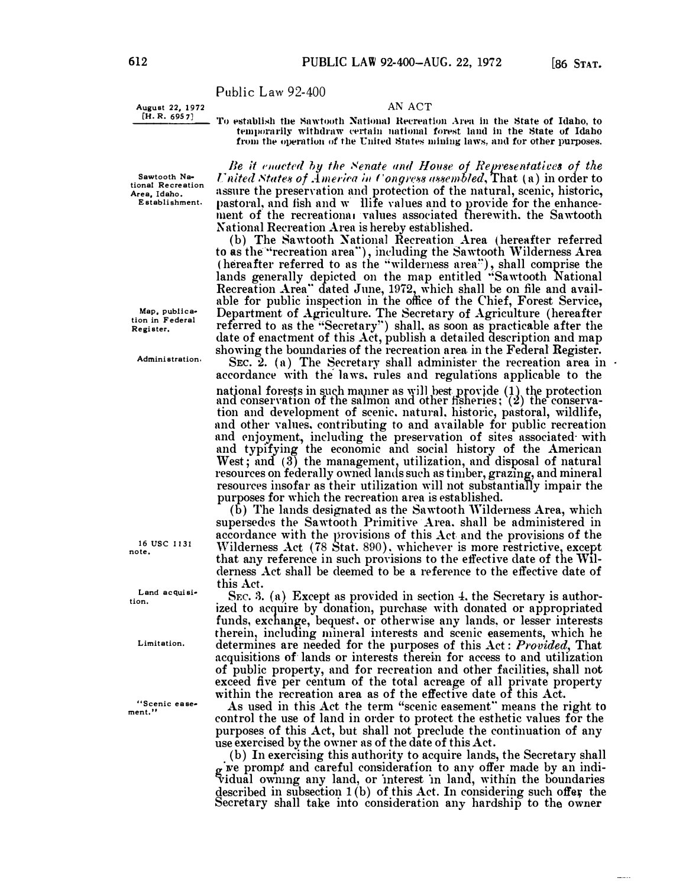Public Law 92-400

August 22, 1972
[H. R. 6957]

AN ACT

To establish the Sawtooth National Recreation Area in the State of Idaho, to temporarily withdraw certain national forest land in the State of Idaho from the operation of the United States mining laws, and for other purposes.

Sawtooth National Recreation Area, Idaho. Establishment.

*Be it enacted by the Senate and House of Representatives of the United States of America in Congress assembled*, That (a) in order to assure the preservation and protection of the natural, scenic, historic, pastoral, and fish and wildlife values and to provide for the enhancement of the recreational values associated therewith, the Sawtooth National Recreation Area is hereby established.

(b) The Sawtooth National Recreation Area (hereafter referred to as the "recreation area"), including the Sawtooth Wilderness Area (hereafter referred to as the "wilderness area"), shall comprise the lands generally depicted on the map entitled "Sawtooth National Recreation Area" dated June, 1972, which shall be on file and available for public inspection in the office of the Chief, Forest Service, Department of Agriculture. The Secretary of Agriculture (hereafter referred to as the "Secretary") shall, as soon as practicable after the date of enactment of this Act, publish a detailed description and map showing the boundaries of the recreation area in the Federal Register.

Map, publication in Federal Register.

Administration.

SEC. 2. (a) The Secretary shall administer the recreation area in accordance with the laws, rules and regulations applicable to the national forests in such manner as will best provide (1) the protection and conservation of the salmon and other fisheries; (2) the conservation and development of scenic, natural, historic, pastoral, wildlife, and other values, contributing to and available for public recreation and enjoyment, including the preservation of sites associated with and typifying the economic and social history of the American West; and (3) the management, utilization, and disposal of natural resources on federally owned lands such as timber, grazing, and mineral resources insofar as their utilization will not substantially impair the purposes for which the recreation area is established.

16 USC 1131 note.

(b) The lands designated as the Sawtooth Wilderness Area, which supersedes the Sawtooth Primitive Area, shall be administered in accordance with the provisions of this Act and the provisions of the Wilderness Act (78 Stat. 890), whichever is more restrictive, except that any reference in such provisions to the effective date of the Wilderness Act shall be deemed to be a reference to the effective date of this Act.

Land acquisition.

SEC. 3. (a) Except as provided in section 4, the Secretary is authorized to acquire by donation, purchase with donated or appropriated funds, exchange, bequest, or otherwise any lands, or lesser interests therein, including mineral interests and scenic easements, which he determines are needed for the purposes of this Act: *Provided*, That acquisitions of lands or interests therein for access to and utilization of public property, and for recreation and other facilities, shall not exceed five per centum of the total acreage of all private property within the recreation area as of the effective date of this Act.

Limitation.

"Scenic easement."

As used in this Act the term "scenic easement" means the right to control the use of land in order to protect the esthetic values for the purposes of this Act, but shall not preclude the continuation of any use exercised by the owner as of the date of this Act.

(b) In exercising this authority to acquire lands, the Secretary shall give prompt and careful consideration to any offer made by an individual owning any land, or interest in land, within the boundaries described in subsection 1(b) of this Act. In considering such offer the Secretary shall take into consideration any hardship to the owner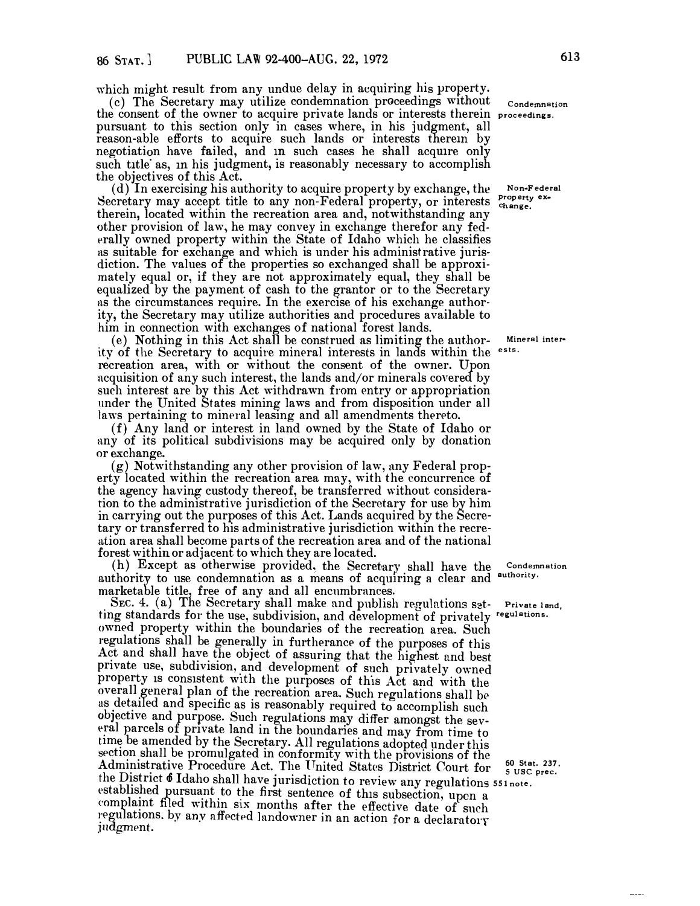which might result from any undue delay in acquiring his property.

(c) The Secretary may utilize condemnation proceedings without the consent of the owner to acquire private lands or interests therein pursuant to this section only in cases where, in his judgment, all reason-able efforts to acquire such lands or interests therein by negotiation have failed, and in such cases he shall acquire only such title as, in his judgment, is reasonably necessary to accomplish the objectives of this Act.

Condemnation proceedings.

(d) In exercising his authority to acquire property by exchange, the Secretary may accept title to any non-Federal property, or interests therein, located within the recreation area and, notwithstanding any other provision of law, he may convey in exchange therefor any federally owned property within the State of Idaho which he classifies as suitable for exchange and which is under his administrative jurisdiction. The values of the properties so exchanged shall be approximately equal or, if they are not approximately equal, they shall be equalized by the payment of cash to the grantor or to the Secretary as the circumstances require. In the exercise of his exchange authority, the Secretary may utilize authorities and procedures available to him in connection with exchanges of national forest lands.

Non-Federal property exchange.

(e) Nothing in this Act shall be construed as limiting the authority of the Secretary to acquire mineral interests in lands within the recreation area, with or without the consent of the owner. Upon acquisition of any such interest, the lands and/or minerals covered by such interest are by this Act withdrawn from entry or appropriation under the United States mining laws and from disposition under all laws pertaining to mineral leasing and all amendments thereto.

Mineral interests.

(f) Any land or interest in land owned by the State of Idaho or any of its political subdivisions may be acquired only by donation or exchange.

(g) Notwithstanding any other provision of law, any Federal property located within the recreation area may, with the concurrence of the agency having custody thereof, be transferred without consideration to the administrative jurisdiction of the Secretary for use by him in carrying out the purposes of this Act. Lands acquired by the Secretary or transferred to his administrative jurisdiction within the recreation area shall become parts of the recreation area and of the national forest within or adjacent to which they are located.

(h) Except as otherwise provided, the Secretary shall have the authority to use condemnation as a means of acquiring a clear and marketable title, free of any and all encumbrances.

Condemnation authority.

SEC. 4. (a) The Secretary shall make and publish regulations setting standards for the use, subdivision, and development of privately owned property within the boundaries of the recreation area. Such regulations shall be generally in furtherance of the purposes of this Act and shall have the object of assuring that the highest and best private use, subdivision, and development of such privately owned property is consistent with the purposes of this Act and with the overall general plan of the recreation area. Such regulations shall be as detailed and specific as is reasonably required to accomplish such objective and purpose. Such regulations may differ amongst the several parcels of private land in the boundaries and may from time to time be amended by the Secretary. All regulations adopted under this section shall be promulgated in conformity with the provisions of the Administrative Procedure Act. The United States District Court for the District of Idaho shall have jurisdiction to review any regulations established pursuant to the first sentence of this subsection, upon a complaint filed within six months after the effective date of such regulations, by any affected landowner in an action for a declaratory judgment.

Private land, regulations.

60 Stat. 237. 5 USC prec. 551 note.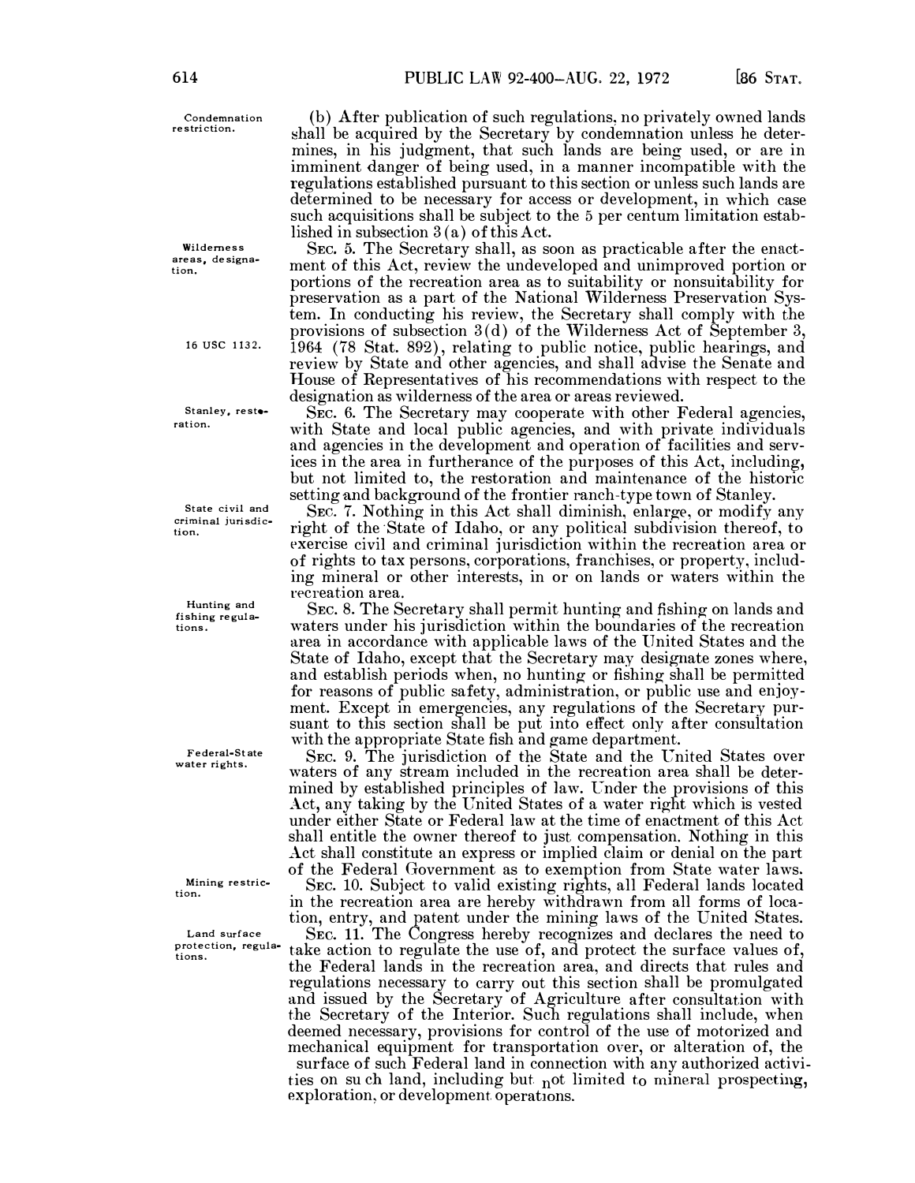(b) After publication of such regulations, no privately owned lands shall be acquired by the Secretary by condemnation unless he determines, in his judgment, that such lands are being used, or are in imminent danger of being used, in a manner incompatible with the regulations established pursuant to this section or unless such lands are determined to be necessary for access or development, in which case such acquisitions shall be subject to the 5 per centum limitation established in subsection 3(a) of this Act.

Condemnation restriction.

SEC. 5. The Secretary shall, as soon as practicable after the enactment of this Act, review the undeveloped and unimproved portion or portions of the recreation area as to suitability or nonsuitability for preservation as a part of the National Wilderness Preservation System. In conducting his review, the Secretary shall comply with the provisions of subsection 3(d) of the Wilderness Act of September 3, 1964 (78 Stat. 892), relating to public notice, public hearings, and review by State and other agencies, and shall advise the Senate and House of Representatives of his recommendations with respect to the designation as wilderness of the area or areas reviewed.

Wilderness areas, designation.

16 USC 1132.

SEC. 6. The Secretary may cooperate with other Federal agencies, with State and local public agencies, and with private individuals and agencies in the development and operation of facilities and services in the area in furtherance of the purposes of this Act, including, but not limited to, the restoration and maintenance of the historic setting and background of the frontier ranch-type town of Stanley.

Stanley, restoration.

SEC. 7. Nothing in this Act shall diminish, enlarge, or modify any right of the State of Idaho, or any political subdivision thereof, to exercise civil and criminal jurisdiction within the recreation area or of rights to tax persons, corporations, franchises, or property, including mineral or other interests, in or on lands or waters within the recreation area.

State civil and criminal jurisdiction.

SEC. 8. The Secretary shall permit hunting and fishing on lands and waters under his jurisdiction within the boundaries of the recreation area in accordance with applicable laws of the United States and the State of Idaho, except that the Secretary may designate zones where, and establish periods when, no hunting or fishing shall be permitted for reasons of public safety, administration, or public use and enjoyment. Except in emergencies, any regulations of the Secretary pursuant to this section shall be put into effect only after consultation with the appropriate State fish and game department.

Hunting and fishing regulations.

SEC. 9. The jurisdiction of the State and the United States over waters of any stream included in the recreation area shall be determined by established principles of law. Under the provisions of this Act, any taking by the United States of a water right which is vested under either State or Federal law at the time of enactment of this Act shall entitle the owner thereof to just compensation. Nothing in this Act shall constitute an express or implied claim or denial on the part of the Federal Government as to exemption from State water laws.

Federal-State water rights.

SEC. 10. Subject to valid existing rights, all Federal lands located in the recreation area are hereby withdrawn from all forms of location, entry, and patent under the mining laws of the United States.

Mining restriction.

SEC. 11. The Congress hereby recognizes and declares the need to take action to regulate the use of, and protect the surface values of, the Federal lands in the recreation area, and directs that rules and regulations necessary to carry out this section shall be promulgated and issued by the Secretary of Agriculture after consultation with the Secretary of the Interior. Such regulations shall include, when deemed necessary, provisions for control of the use of motorized and mechanical equipment for transportation over, or alteration of, the surface of such Federal land in connection with any authorized activities on such land, including but not limited to mineral prospecting, exploration, or development operations.

Land surface protection, regulations.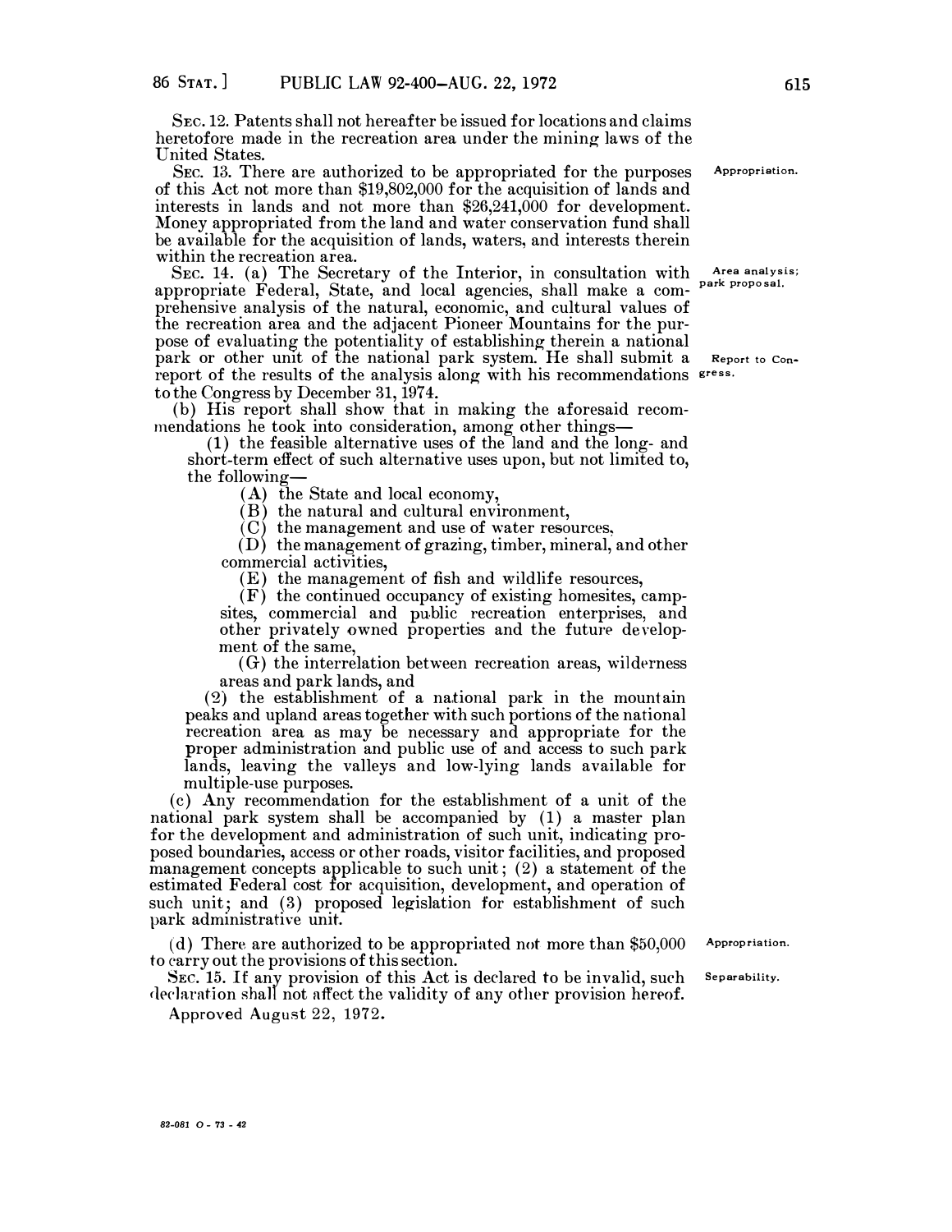SEC. 12. Patents shall not hereafter be issued for locations and claims heretofore made in the recreation area under the mining laws of the United States.

SEC. 13. There are authorized to be appropriated for the purposes of this Act not more than $19,802,000 for the acquisition of lands and interests in lands and not more than $26,241,000 for development. Money appropriated from the land and water conservation fund shall be available for the acquisition of lands, waters, and interests therein within the recreation area.

Appropriation.

SEC. 14. (a) The Secretary of the Interior, in consultation with appropriate Federal, State, and local agencies, shall make a comprehensive analysis of the natural, economic, and cultural values of the recreation area and the adjacent Pioneer Mountains for the purpose of evaluating the potentiality of establishing therein a national park or other unit of the national park system. He shall submit a report of the results of the analysis along with his recommendations to the Congress by December 31, 1974.

Area analysis; park proposal.

Report to Congress.

(b) His report shall show that in making the aforesaid recommendations he took into consideration, among other things—

(1) the feasible alternative uses of the land and the long- and short-term effect of such alternative uses upon, but not limited to, the following—

(A) the State and local economy,

(B) the natural and cultural environment,

(C) the management and use of water resources,

(D) the management of grazing, timber, mineral, and other commercial activities,

(E) the management of fish and wildlife resources,

(F) the continued occupancy of existing homesites, campsites, commercial and public recreation enterprises, and other privately owned properties and the future development of the same,

(G) the interrelation between recreation areas, wilderness areas and park lands, and

(2) the establishment of a national park in the mountain peaks and upland areas together with such portions of the national recreation area as may be necessary and appropriate for the proper administration and public use of and access to such park lands, leaving the valleys and low-lying lands available for multiple-use purposes.

(c) Any recommendation for the establishment of a unit of the national park system shall be accompanied by (1) a master plan for the development and administration of such unit, indicating proposed boundaries, access or other roads, visitor facilities, and proposed management concepts applicable to such unit; (2) a statement of the estimated Federal cost for acquisition, development, and operation of such unit; and (3) proposed legislation for establishment of such park administrative unit.

(d) There are authorized to be appropriated not more than $50,000 to carry out the provisions of this section.

Appropriation.

SEC. 15. If any provision of this Act is declared to be invalid, such declaration shall not affect the validity of any other provision hereof.

Separability.

Approved August 22, 1972.

82-081 O - 73 - 42